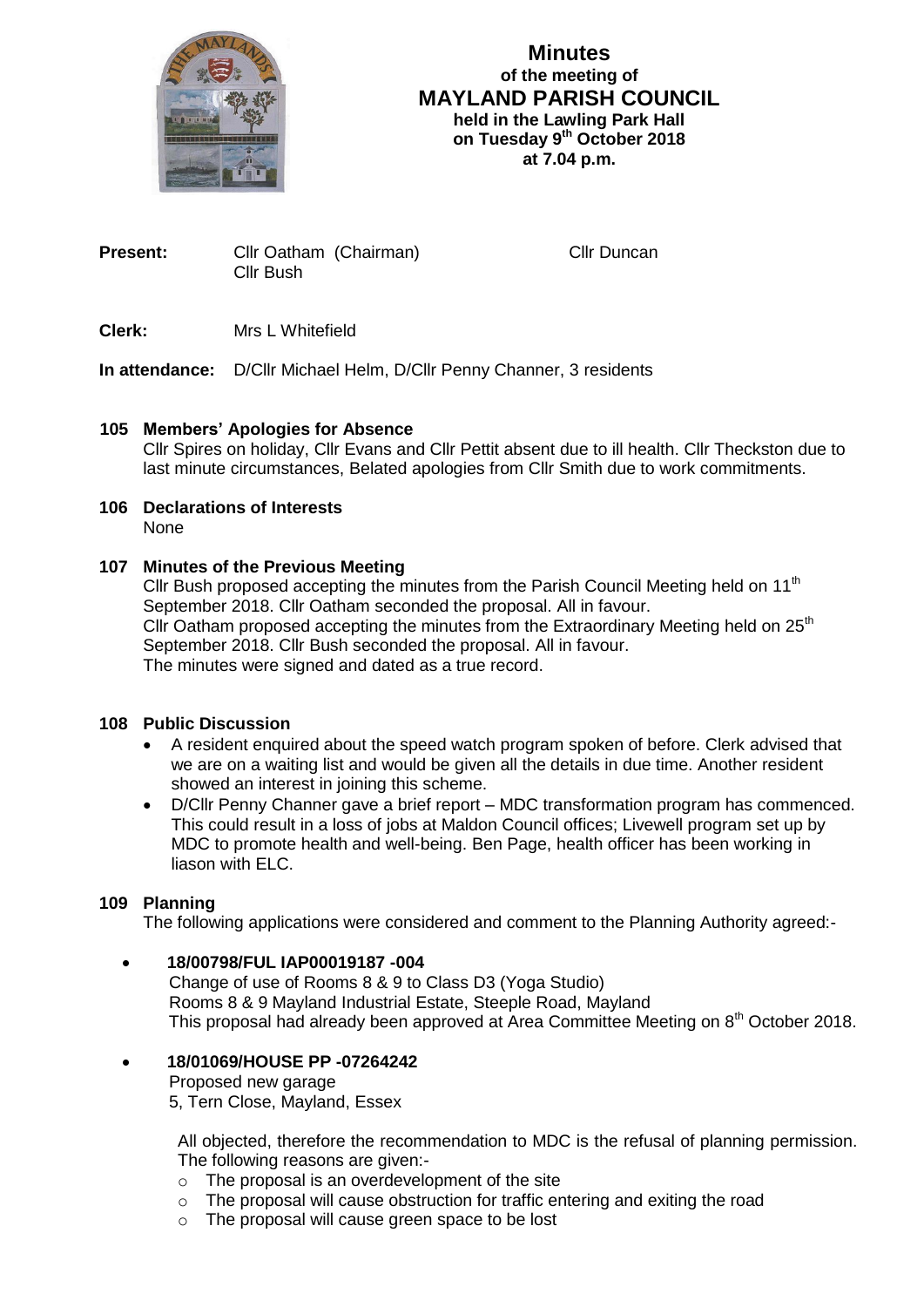# Minutes
## of the meeting of
## MAYLAND PARISH COUNCIL
**held in the Lawling Park Hall**
**on Tuesday 9th October 2018**
**at 7.04 p.m.**

**Present:** Cllr Oatham (Chairman) Cllr Duncan
Cllr Bush

**Clerk:** Mrs L Whitefield

**In attendance:** D/Cllr Michael Helm, D/Cllr Penny Channer, 3 residents

### 105 Members' Apologies for Absence

Cllr Spires on holiday, Cllr Evans and Cllr Pettit absent due to ill health. Cllr Theckston due to last minute circumstances, Belated apologies from Cllr Smith due to work commitments.

### 106 Declarations of Interests

None

### 107 Minutes of the Previous Meeting

Cllr Bush proposed accepting the minutes from the Parish Council Meeting held on 11th September 2018. Cllr Oatham seconded the proposal. All in favour.
Cllr Oatham proposed accepting the minutes from the Extraordinary Meeting held on 25th September 2018. Cllr Bush seconded the proposal. All in favour.
The minutes were signed and dated as a true record.

### 108 Public Discussion

- A resident enquired about the speed watch program spoken of before. Clerk advised that we are on a waiting list and would be given all the details in due time. Another resident showed an interest in joining this scheme.
- D/Cllr Penny Channer gave a brief report – MDC transformation program has commenced. This could result in a loss of jobs at Maldon Council offices; Livewell program set up by MDC to promote health and well-being. Ben Page, health officer has been working in liason with ELC.

### 109 Planning

The following applications were considered and comment to the Planning Authority agreed:-

- **18/00798/FUL IAP00019187 -004**
  Change of use of Rooms 8 & 9 to Class D3 (Yoga Studio)
  Rooms 8 & 9 Mayland Industrial Estate, Steeple Road, Mayland
  This proposal had already been approved at Area Committee Meeting on 8th October 2018.

- **18/01069/HOUSE PP -07264242**
  Proposed new garage
  5, Tern Close, Mayland, Essex

  All objected, therefore the recommendation to MDC is the refusal of planning permission. The following reasons are given:-
  - The proposal is an overdevelopment of the site
  - The proposal will cause obstruction for traffic entering and exiting the road
  - The proposal will cause green space to be lost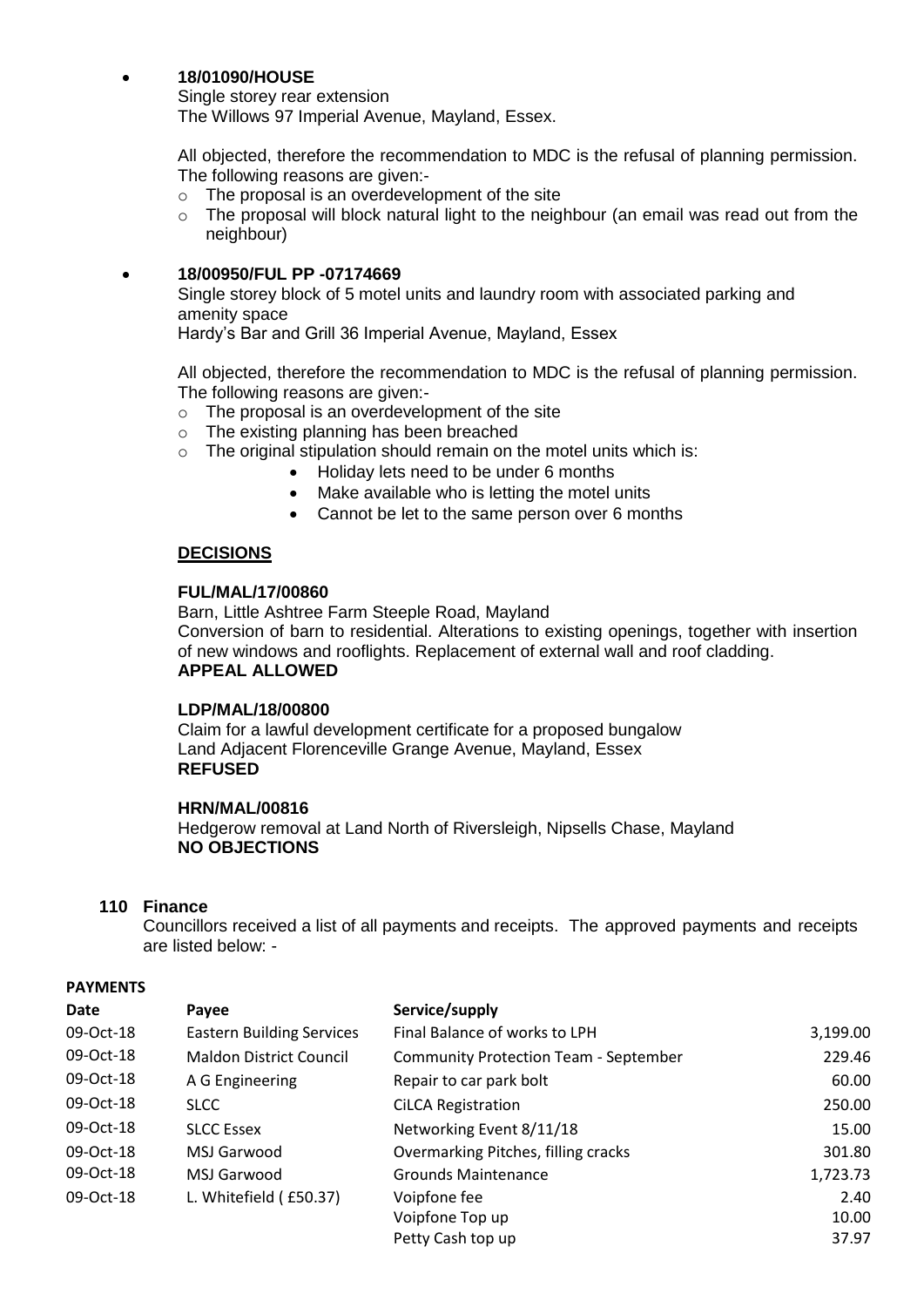- **18/01090/HOUSE**
  Single storey rear extension
  The Willows 97 Imperial Avenue, Mayland, Essex.

  All objected, therefore the recommendation to MDC is the refusal of planning permission. The following reasons are given:-
  - The proposal is an overdevelopment of the site
  - The proposal will block natural light to the neighbour (an email was read out from the neighbour)

- **18/00950/FUL PP -07174669**
  Single storey block of 5 motel units and laundry room with associated parking and amenity space
  Hardy's Bar and Grill 36 Imperial Avenue, Mayland, Essex

  All objected, therefore the recommendation to MDC is the refusal of planning permission. The following reasons are given:-
  - The proposal is an overdevelopment of the site
  - The existing planning has been breached
  - The original stipulation should remain on the motel units which is:
    - Holiday lets need to be under 6 months
    - Make available who is letting the motel units
    - Cannot be let to the same person over 6 months

**DECISIONS**

**FUL/MAL/17/00860**
Barn, Little Ashtree Farm Steeple Road, Mayland
Conversion of barn to residential. Alterations to existing openings, together with insertion of new windows and rooflights. Replacement of external wall and roof cladding.
**APPEAL ALLOWED**

**LDP/MAL/18/00800**
Claim for a lawful development certificate for a proposed bungalow
Land Adjacent Florenceville Grange Avenue, Mayland, Essex
**REFUSED**

**HRN/MAL/00816**
Hedgerow removal at Land North of Riversleigh, Nipsells Chase, Mayland
**NO OBJECTIONS**

## 110 Finance

Councillors received a list of all payments and receipts. The approved payments and receipts are listed below: -

**PAYMENTS**

| Date | Payee | Service/supply | |
|---|---|---|---|
| 09-Oct-18 | Eastern Building Services | Final Balance of works to LPH | 3,199.00 |
| 09-Oct-18 | Maldon District Council | Community Protection Team - September | 229.46 |
| 09-Oct-18 | A G Engineering | Repair to car park bolt | 60.00 |
| 09-Oct-18 | SLCC | CiLCA Registration | 250.00 |
| 09-Oct-18 | SLCC Essex | Networking Event 8/11/18 | 15.00 |
| 09-Oct-18 | MSJ Garwood | Overmarking Pitches, filling cracks | 301.80 |
| 09-Oct-18 | MSJ Garwood | Grounds Maintenance | 1,723.73 |
| 09-Oct-18 | L. Whitefield ( £50.37) | Voipfone fee | 2.40 |
| | | Voipfone Top up | 10.00 |
| | | Petty Cash top up | 37.97 |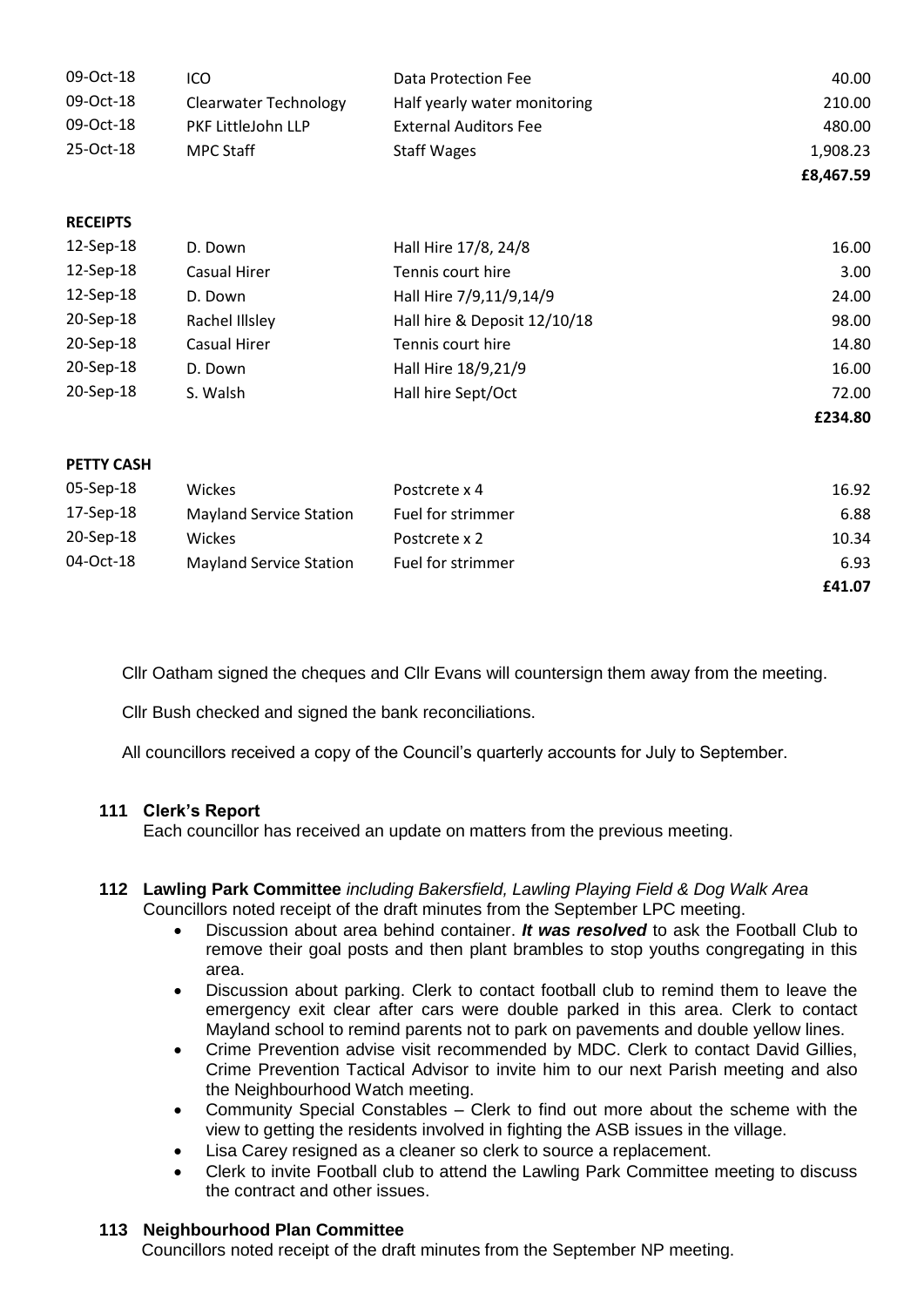| | | | |
|---|---|---|---|
| 09-Oct-18 | ICO | Data Protection Fee | 40.00 |
| 09-Oct-18 | Clearwater Technology | Half yearly water monitoring | 210.00 |
| 09-Oct-18 | PKF LittleJohn LLP | External Auditors Fee | 480.00 |
| 25-Oct-18 | MPC Staff | Staff Wages | 1,908.23 |
| | | | **£8,467.59** |

**RECEIPTS**

| | | | |
|---|---|---|---|
| 12-Sep-18 | D. Down | Hall Hire 17/8, 24/8 | 16.00 |
| 12-Sep-18 | Casual Hirer | Tennis court hire | 3.00 |
| 12-Sep-18 | D. Down | Hall Hire 7/9,11/9,14/9 | 24.00 |
| 20-Sep-18 | Rachel Illsley | Hall hire & Deposit 12/10/18 | 98.00 |
| 20-Sep-18 | Casual Hirer | Tennis court hire | 14.80 |
| 20-Sep-18 | D. Down | Hall Hire 18/9,21/9 | 16.00 |
| 20-Sep-18 | S. Walsh | Hall hire Sept/Oct | 72.00 |
| | | | **£234.80** |

**PETTY CASH**

| | | | |
|---|---|---|---|
| 05-Sep-18 | Wickes | Postcrete x 4 | 16.92 |
| 17-Sep-18 | Mayland Service Station | Fuel for strimmer | 6.88 |
| 20-Sep-18 | Wickes | Postcrete x 2 | 10.34 |
| 04-Oct-18 | Mayland Service Station | Fuel for strimmer | 6.93 |
| | | | **£41.07** |

Cllr Oatham signed the cheques and Cllr Evans will countersign them away from the meeting.

Cllr Bush checked and signed the bank reconciliations.

All councillors received a copy of the Council's quarterly accounts for July to September.

**111 Clerk's Report**

Each councillor has received an update on matters from the previous meeting.

**112 Lawling Park Committee** *including Bakersfield, Lawling Playing Field & Dog Walk Area*

Councillors noted receipt of the draft minutes from the September LPC meeting.

- Discussion about area behind container. ***It was resolved*** to ask the Football Club to remove their goal posts and then plant brambles to stop youths congregating in this area.
- Discussion about parking. Clerk to contact football club to remind them to leave the emergency exit clear after cars were double parked in this area. Clerk to contact Mayland school to remind parents not to park on pavements and double yellow lines.
- Crime Prevention advise visit recommended by MDC. Clerk to contact David Gillies, Crime Prevention Tactical Advisor to invite him to our next Parish meeting and also the Neighbourhood Watch meeting.
- Community Special Constables – Clerk to find out more about the scheme with the view to getting the residents involved in fighting the ASB issues in the village.
- Lisa Carey resigned as a cleaner so clerk to source a replacement.
- Clerk to invite Football club to attend the Lawling Park Committee meeting to discuss the contract and other issues.

**113 Neighbourhood Plan Committee**

Councillors noted receipt of the draft minutes from the September NP meeting.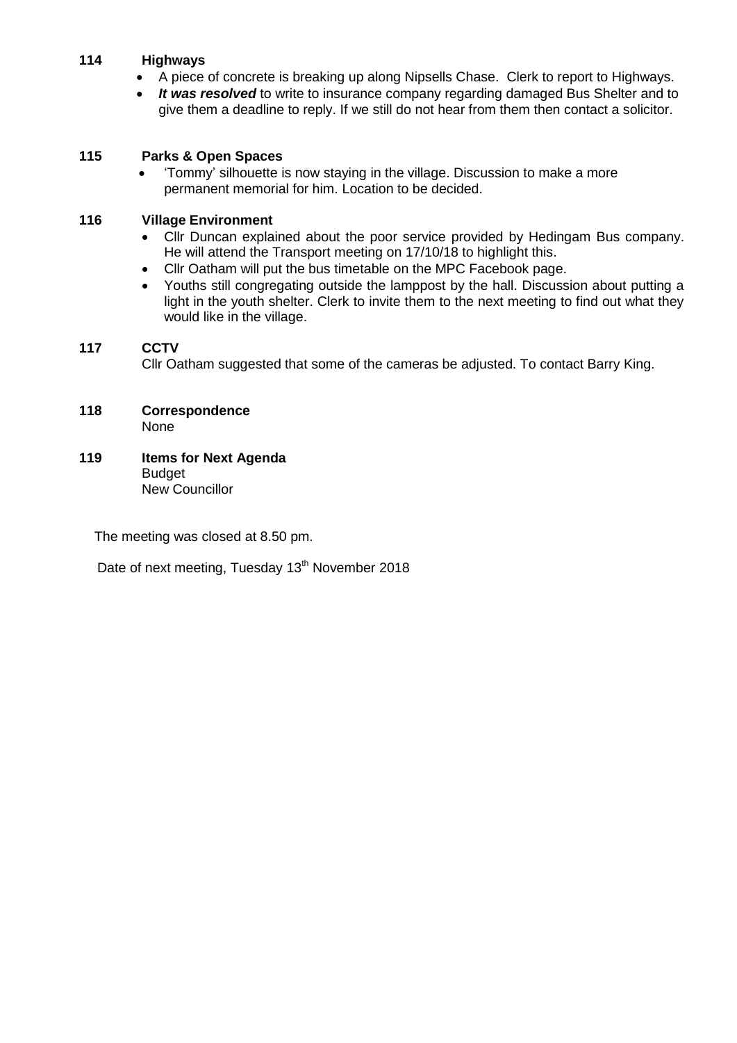## 114 Highways

- A piece of concrete is breaking up along Nipsells Chase. Clerk to report to Highways.
- ***It was resolved*** to write to insurance company regarding damaged Bus Shelter and to give them a deadline to reply. If we still do not hear from them then contact a solicitor.

## 115 Parks & Open Spaces

- 'Tommy' silhouette is now staying in the village. Discussion to make a more permanent memorial for him. Location to be decided.

## 116 Village Environment

- Cllr Duncan explained about the poor service provided by Hedingam Bus company. He will attend the Transport meeting on 17/10/18 to highlight this.
- Cllr Oatham will put the bus timetable on the MPC Facebook page.
- Youths still congregating outside the lamppost by the hall. Discussion about putting a light in the youth shelter. Clerk to invite them to the next meeting to find out what they would like in the village.

## 117 CCTV

Cllr Oatham suggested that some of the cameras be adjusted. To contact Barry King.

## 118 Correspondence

None

## 119 Items for Next Agenda

Budget
New Councillor

The meeting was closed at 8.50 pm.

Date of next meeting, Tuesday 13th November 2018